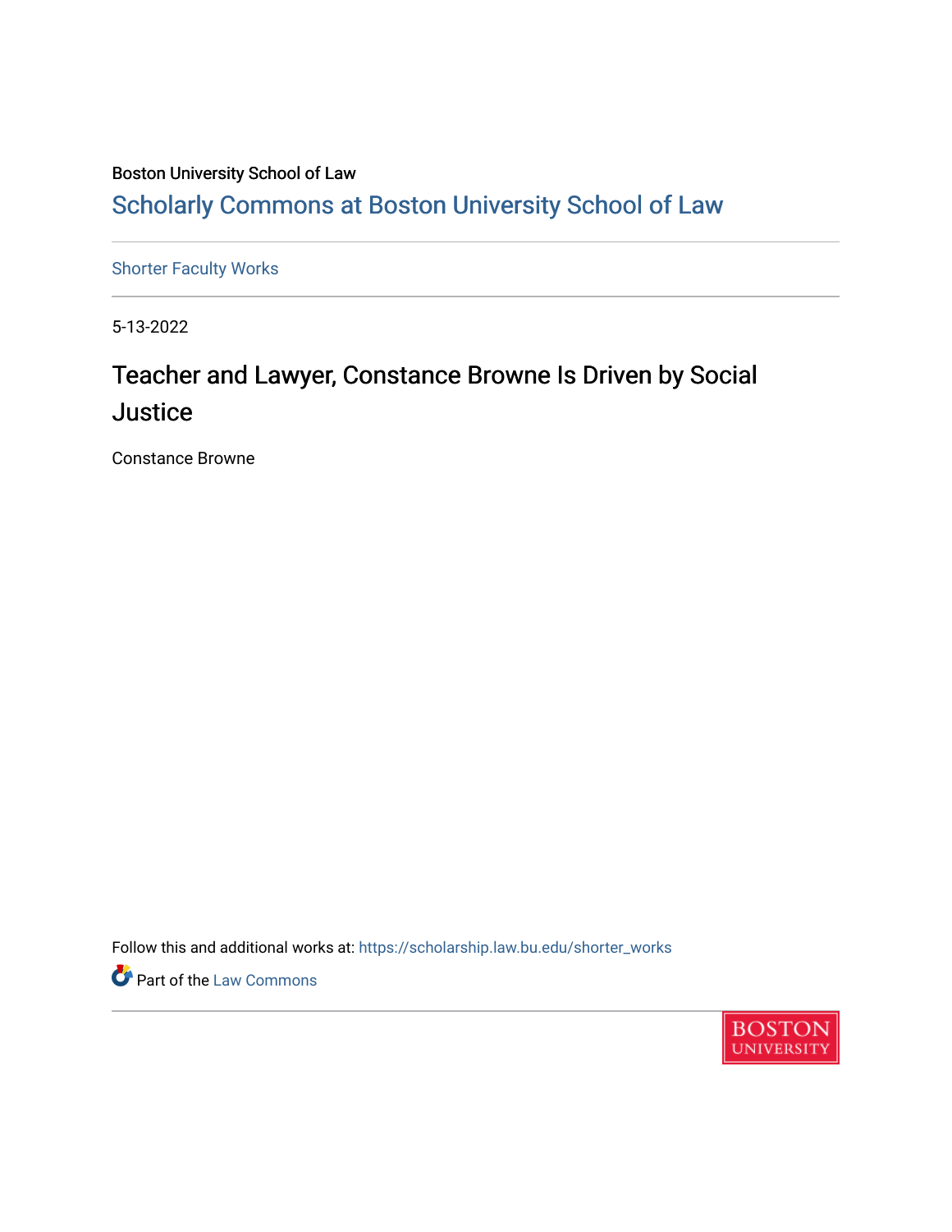Boston University School of Law

Scholarly Commons at Boston University School of Law

Shorter Faculty Works

5-13-2022

# Teacher and Lawyer, Constance Browne Is Driven by Social Justice

Constance Browne

Follow this and additional works at: https://scholarship.law.bu.edu/shorter_works

Part of the Law Commons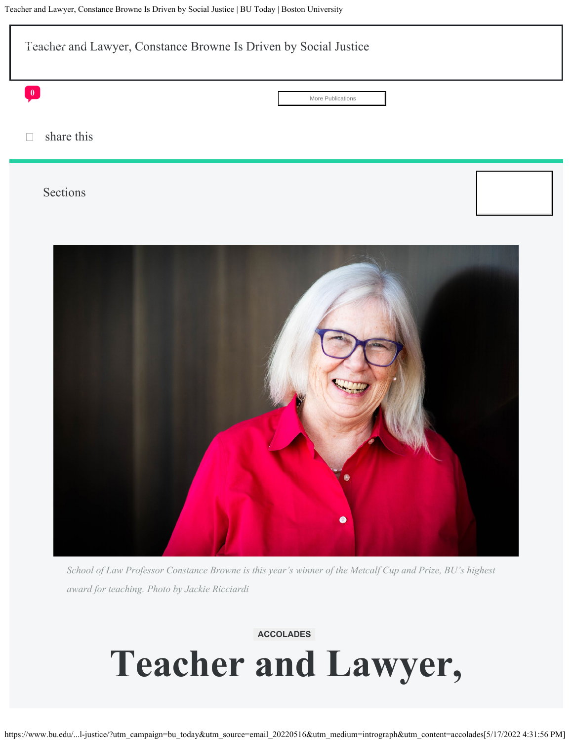Teacher and Lawyer, Constance Browne Is Driven by Social Justice

0

More Publications

share this

Sections

School of Law Professor Constance Browne is this year's winner of the Metcalf Cup and Prize, BU's highest award for teaching. Photo by Jackie Ricciardi

ACCOLADES

# Teacher and Lawyer,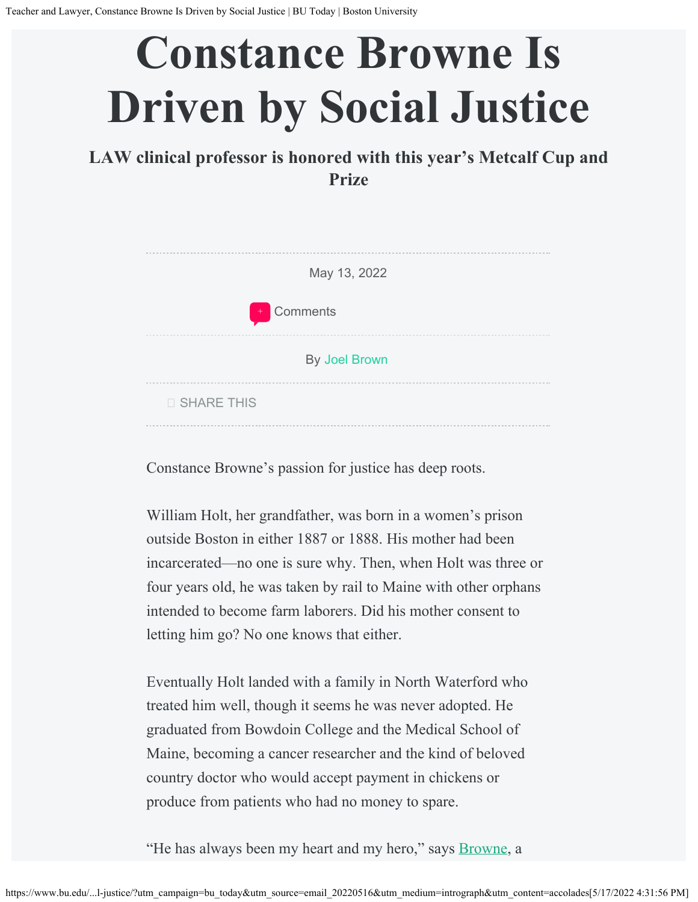# Constance Browne Is Driven by Social Justice

**LAW clinical professor is honored with this year's Metcalf Cup and Prize**

May 13, 2022

Comments

By Joel Brown

SHARE THIS

Constance Browne's passion for justice has deep roots.

William Holt, her grandfather, was born in a women's prison outside Boston in either 1887 or 1888. His mother had been incarcerated—no one is sure why. Then, when Holt was three or four years old, he was taken by rail to Maine with other orphans intended to become farm laborers. Did his mother consent to letting him go? No one knows that either.

Eventually Holt landed with a family in North Waterford who treated him well, though it seems he was never adopted. He graduated from Bowdoin College and the Medical School of Maine, becoming a cancer researcher and the kind of beloved country doctor who would accept payment in chickens or produce from patients who had no money to spare.

"He has always been my heart and my hero," says Browne, a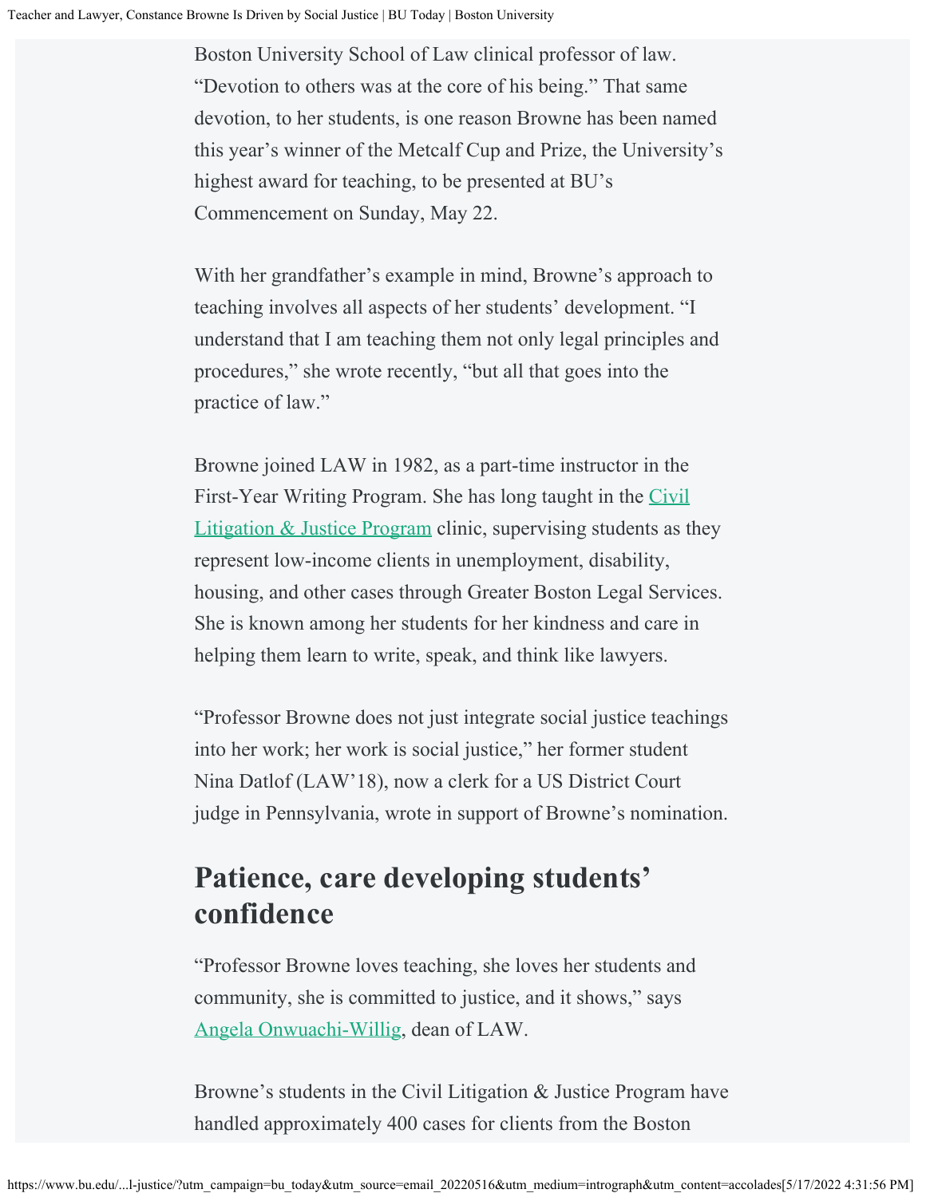Boston University School of Law clinical professor of law. "Devotion to others was at the core of his being." That same devotion, to her students, is one reason Browne has been named this year's winner of the Metcalf Cup and Prize, the University's highest award for teaching, to be presented at BU's Commencement on Sunday, May 22.

With her grandfather's example in mind, Browne's approach to teaching involves all aspects of her students' development. "I understand that I am teaching them not only legal principles and procedures," she wrote recently, "but all that goes into the practice of law."

Browne joined LAW in 1982, as a part-time instructor in the First-Year Writing Program. She has long taught in the Civil Litigation & Justice Program clinic, supervising students as they represent low-income clients in unemployment, disability, housing, and other cases through Greater Boston Legal Services. She is known among her students for her kindness and care in helping them learn to write, speak, and think like lawyers.

"Professor Browne does not just integrate social justice teachings into her work; her work is social justice," her former student Nina Datlof (LAW'18), now a clerk for a US District Court judge in Pennsylvania, wrote in support of Browne's nomination.

## Patience, care developing students' confidence

"Professor Browne loves teaching, she loves her students and community, she is committed to justice, and it shows," says Angela Onwuachi-Willig, dean of LAW.

Browne's students in the Civil Litigation & Justice Program have handled approximately 400 cases for clients from the Boston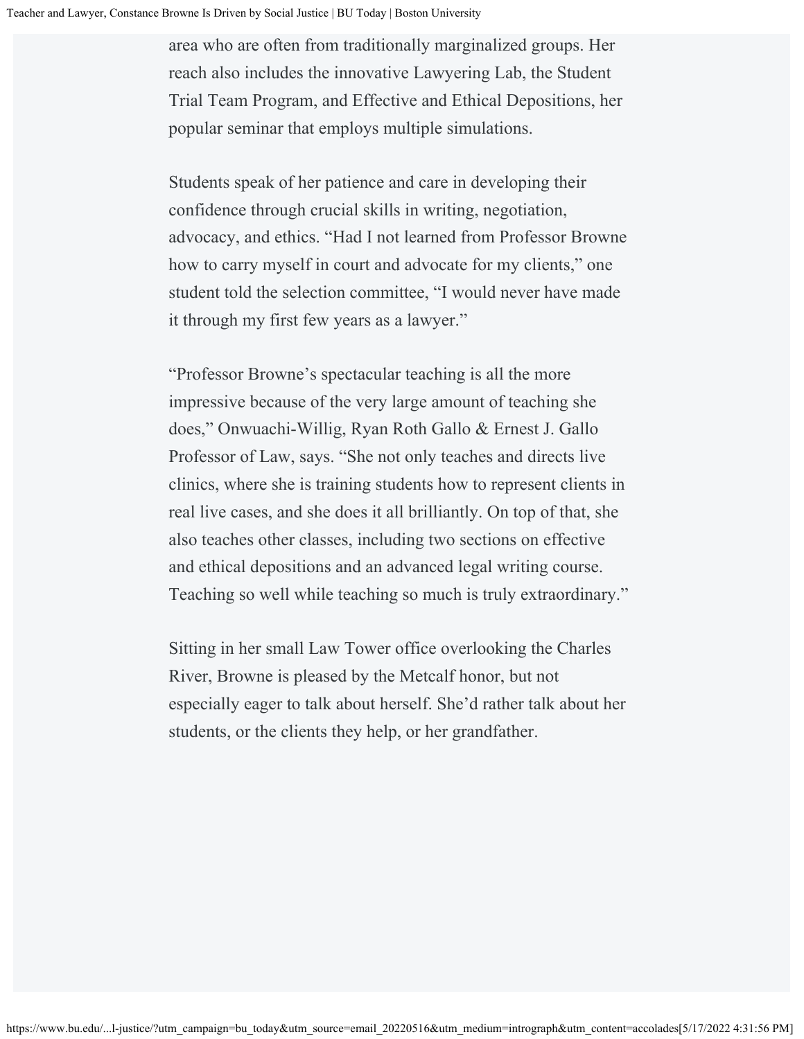area who are often from traditionally marginalized groups. Her reach also includes the innovative Lawyering Lab, the Student Trial Team Program, and Effective and Ethical Depositions, her popular seminar that employs multiple simulations.

Students speak of her patience and care in developing their confidence through crucial skills in writing, negotiation, advocacy, and ethics. "Had I not learned from Professor Browne how to carry myself in court and advocate for my clients," one student told the selection committee, "I would never have made it through my first few years as a lawyer."

"Professor Browne's spectacular teaching is all the more impressive because of the very large amount of teaching she does," Onwuachi-Willig, Ryan Roth Gallo & Ernest J. Gallo Professor of Law, says. "She not only teaches and directs live clinics, where she is training students how to represent clients in real live cases, and she does it all brilliantly. On top of that, she also teaches other classes, including two sections on effective and ethical depositions and an advanced legal writing course. Teaching so well while teaching so much is truly extraordinary."

Sitting in her small Law Tower office overlooking the Charles River, Browne is pleased by the Metcalf honor, but not especially eager to talk about herself. She'd rather talk about her students, or the clients they help, or her grandfather.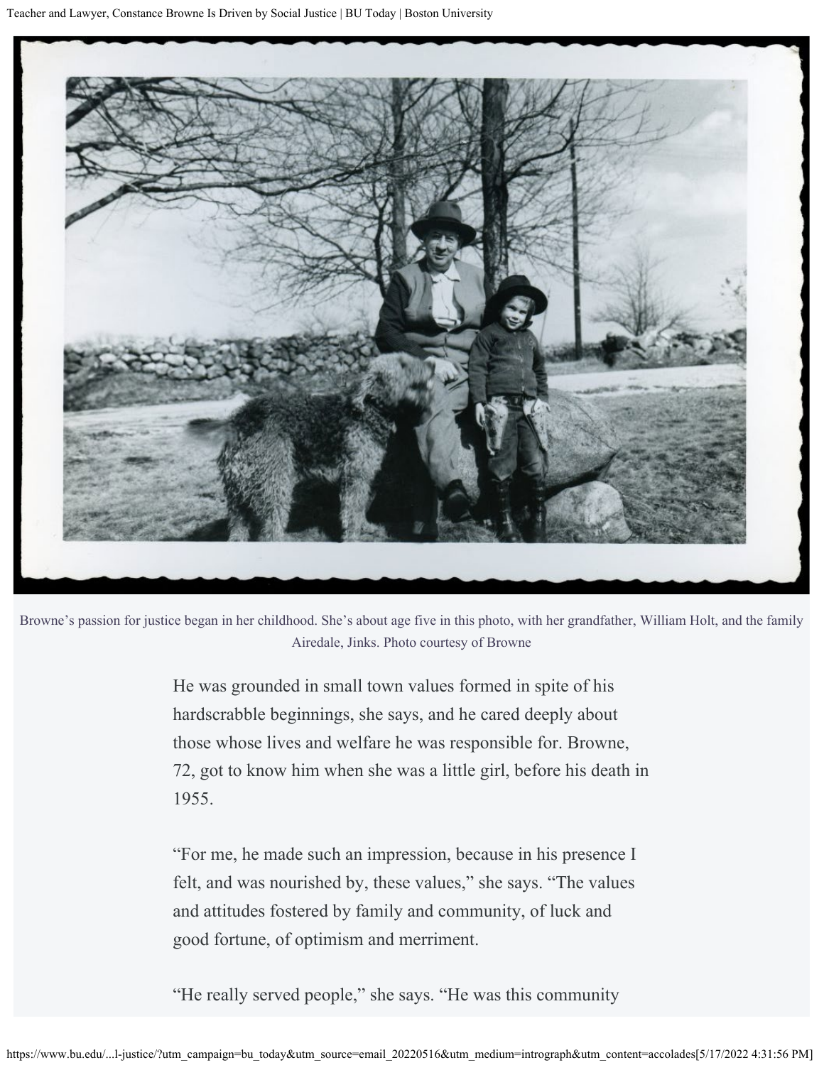Browne's passion for justice began in her childhood. She's about age five in this photo, with her grandfather, William Holt, and the family Airedale, Jinks. Photo courtesy of Browne

He was grounded in small town values formed in spite of his hardscrabble beginnings, she says, and he cared deeply about those whose lives and welfare he was responsible for. Browne, 72, got to know him when she was a little girl, before his death in 1955.

"For me, he made such an impression, because in his presence I felt, and was nourished by, these values," she says. "The values and attitudes fostered by family and community, of luck and good fortune, of optimism and merriment.

"He really served people," she says. "He was this community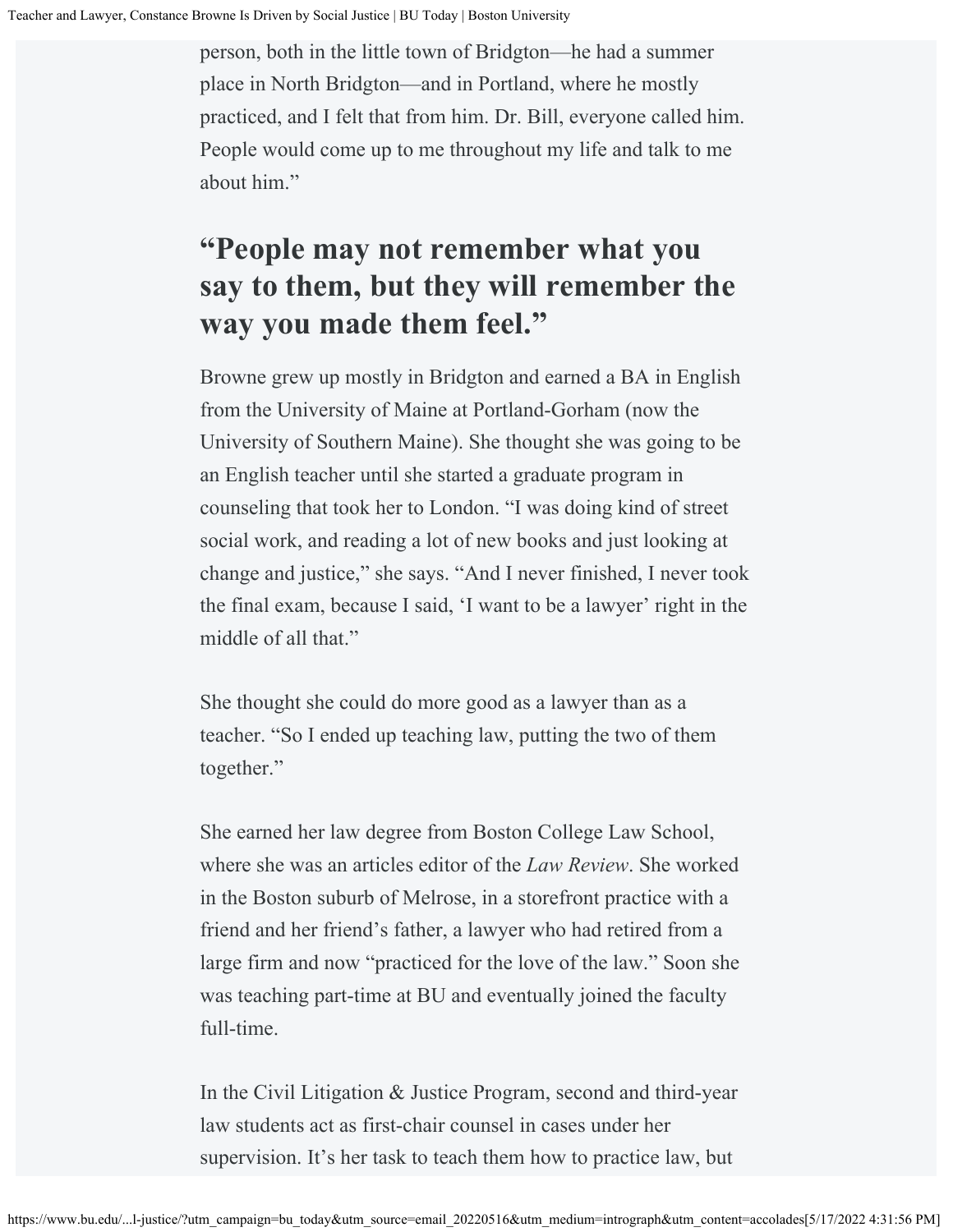person, both in the little town of Bridgton—he had a summer place in North Bridgton—and in Portland, where he mostly practiced, and I felt that from him. Dr. Bill, everyone called him. People would come up to me throughout my life and talk to me about him."

## "People may not remember what you say to them, but they will remember the way you made them feel."

Browne grew up mostly in Bridgton and earned a BA in English from the University of Maine at Portland-Gorham (now the University of Southern Maine). She thought she was going to be an English teacher until she started a graduate program in counseling that took her to London. "I was doing kind of street social work, and reading a lot of new books and just looking at change and justice," she says. "And I never finished, I never took the final exam, because I said, 'I want to be a lawyer' right in the middle of all that."

She thought she could do more good as a lawyer than as a teacher. "So I ended up teaching law, putting the two of them together."

She earned her law degree from Boston College Law School, where she was an articles editor of the *Law Review*. She worked in the Boston suburb of Melrose, in a storefront practice with a friend and her friend's father, a lawyer who had retired from a large firm and now "practiced for the love of the law." Soon she was teaching part-time at BU and eventually joined the faculty full-time.

In the Civil Litigation & Justice Program, second and third-year law students act as first-chair counsel in cases under her supervision. It's her task to teach them how to practice law, but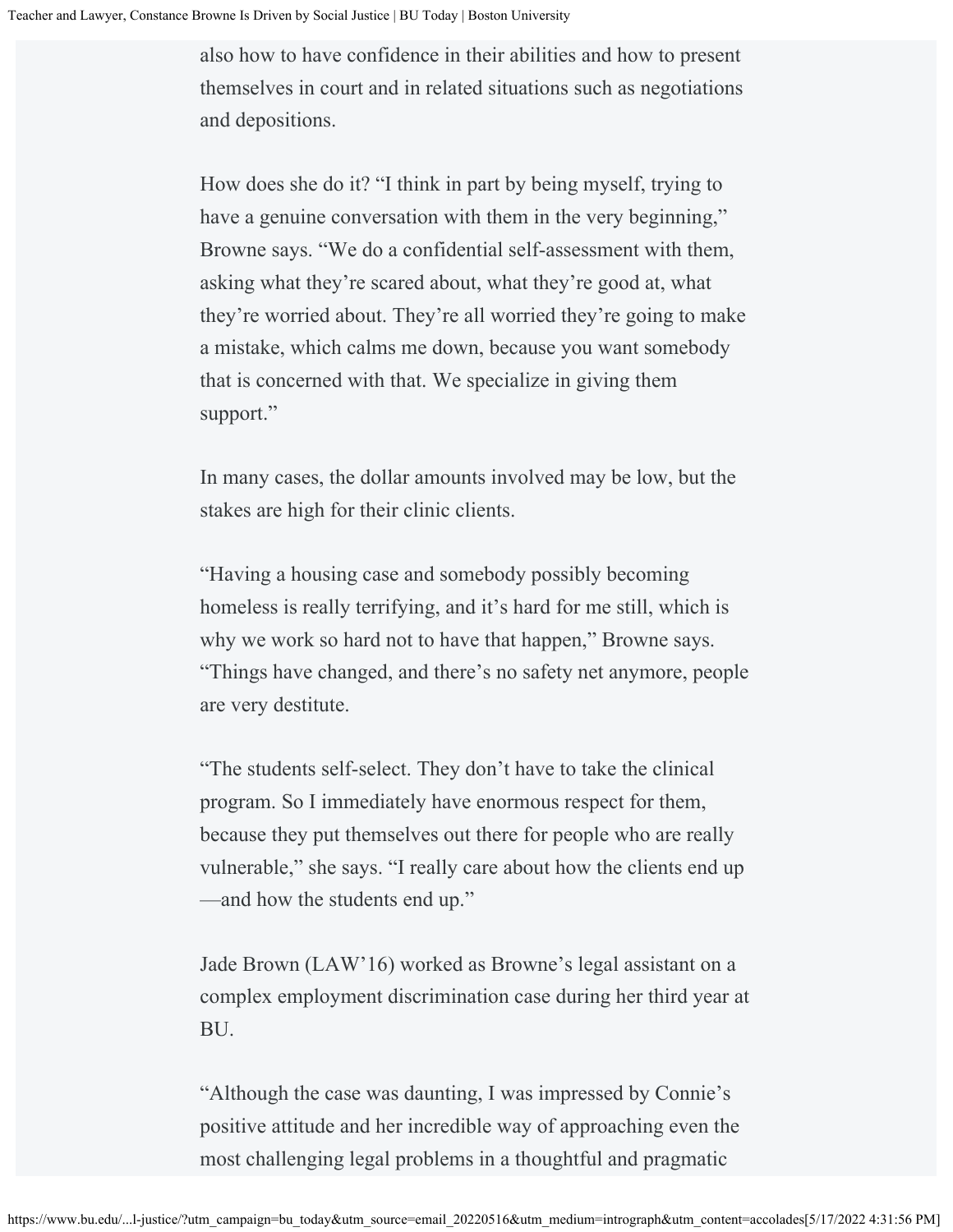also how to have confidence in their abilities and how to present themselves in court and in related situations such as negotiations and depositions.

How does she do it? "I think in part by being myself, trying to have a genuine conversation with them in the very beginning," Browne says. "We do a confidential self-assessment with them, asking what they're scared about, what they're good at, what they're worried about. They're all worried they're going to make a mistake, which calms me down, because you want somebody that is concerned with that. We specialize in giving them support."

In many cases, the dollar amounts involved may be low, but the stakes are high for their clinic clients.

"Having a housing case and somebody possibly becoming homeless is really terrifying, and it's hard for me still, which is why we work so hard not to have that happen," Browne says. "Things have changed, and there's no safety net anymore, people are very destitute.

"The students self-select. They don't have to take the clinical program. So I immediately have enormous respect for them, because they put themselves out there for people who are really vulnerable," she says. "I really care about how the clients end up—and how the students end up."

Jade Brown (LAW'16) worked as Browne's legal assistant on a complex employment discrimination case during her third year at BU.

"Although the case was daunting, I was impressed by Connie's positive attitude and her incredible way of approaching even the most challenging legal problems in a thoughtful and pragmatic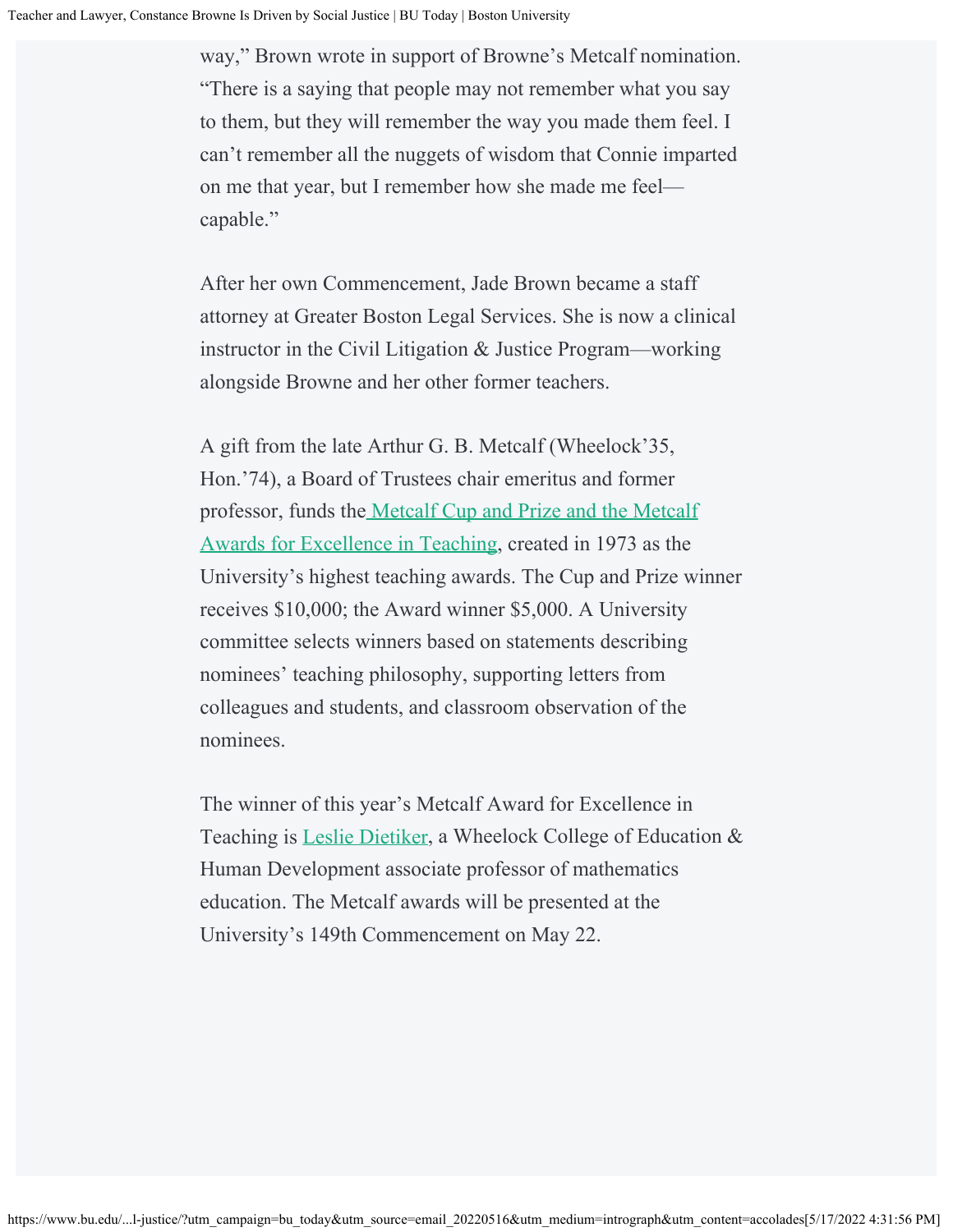way," Brown wrote in support of Browne's Metcalf nomination. "There is a saying that people may not remember what you say to them, but they will remember the way you made them feel. I can't remember all the nuggets of wisdom that Connie imparted on me that year, but I remember how she made me feel—capable."

After her own Commencement, Jade Brown became a staff attorney at Greater Boston Legal Services. She is now a clinical instructor in the Civil Litigation & Justice Program—working alongside Browne and her other former teachers.

A gift from the late Arthur G. B. Metcalf (Wheelock'35, Hon.'74), a Board of Trustees chair emeritus and former professor, funds the Metcalf Cup and Prize and the Metcalf Awards for Excellence in Teaching, created in 1973 as the University's highest teaching awards. The Cup and Prize winner receives $10,000; the Award winner $5,000. A University committee selects winners based on statements describing nominees' teaching philosophy, supporting letters from colleagues and students, and classroom observation of the nominees.

The winner of this year's Metcalf Award for Excellence in Teaching is Leslie Dietiker, a Wheelock College of Education & Human Development associate professor of mathematics education. The Metcalf awards will be presented at the University's 149th Commencement on May 22.